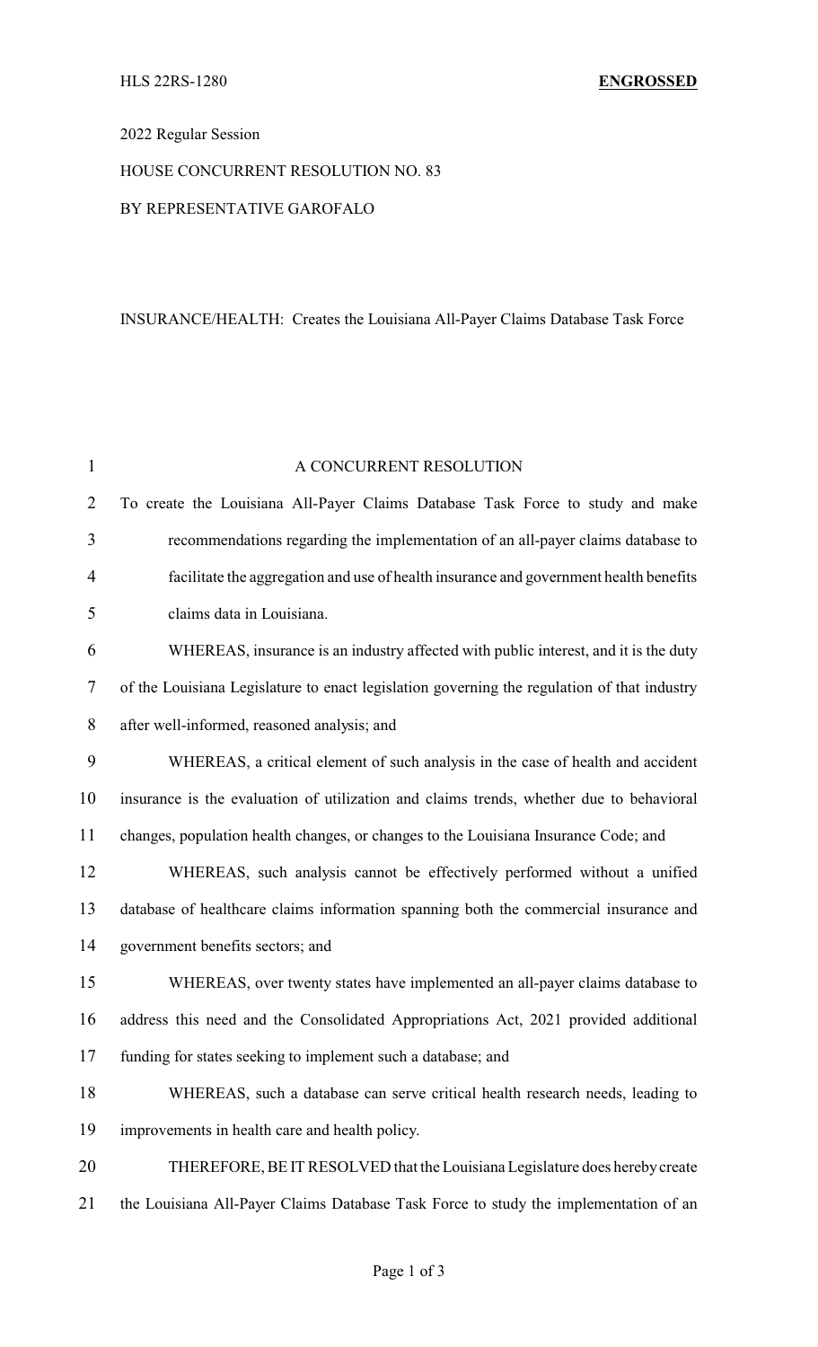HLS 22RS-1280 **ENGROSSED**

2022 Regular Session

HOUSE CONCURRENT RESOLUTION NO. 83

BY REPRESENTATIVE GAROFALO

INSURANCE/HEALTH: Creates the Louisiana All-Payer Claims Database Task Force

A CONCURRENT RESOLUTION

To create the Louisiana All-Payer Claims Database Task Force to study and make recommendations regarding the implementation of an all-payer claims database to facilitate the aggregation and use of health insurance and government health benefits claims data in Louisiana.

WHEREAS, insurance is an industry affected with public interest, and it is the duty of the Louisiana Legislature to enact legislation governing the regulation of that industry after well-informed, reasoned analysis; and

WHEREAS, a critical element of such analysis in the case of health and accident insurance is the evaluation of utilization and claims trends, whether due to behavioral changes, population health changes, or changes to the Louisiana Insurance Code; and

WHEREAS, such analysis cannot be effectively performed without a unified database of healthcare claims information spanning both the commercial insurance and government benefits sectors; and

WHEREAS, over twenty states have implemented an all-payer claims database to address this need and the Consolidated Appropriations Act, 2021 provided additional funding for states seeking to implement such a database; and

WHEREAS, such a database can serve critical health research needs, leading to improvements in health care and health policy.

THEREFORE, BE IT RESOLVED that the Louisiana Legislature does hereby create the Louisiana All-Payer Claims Database Task Force to study the implementation of an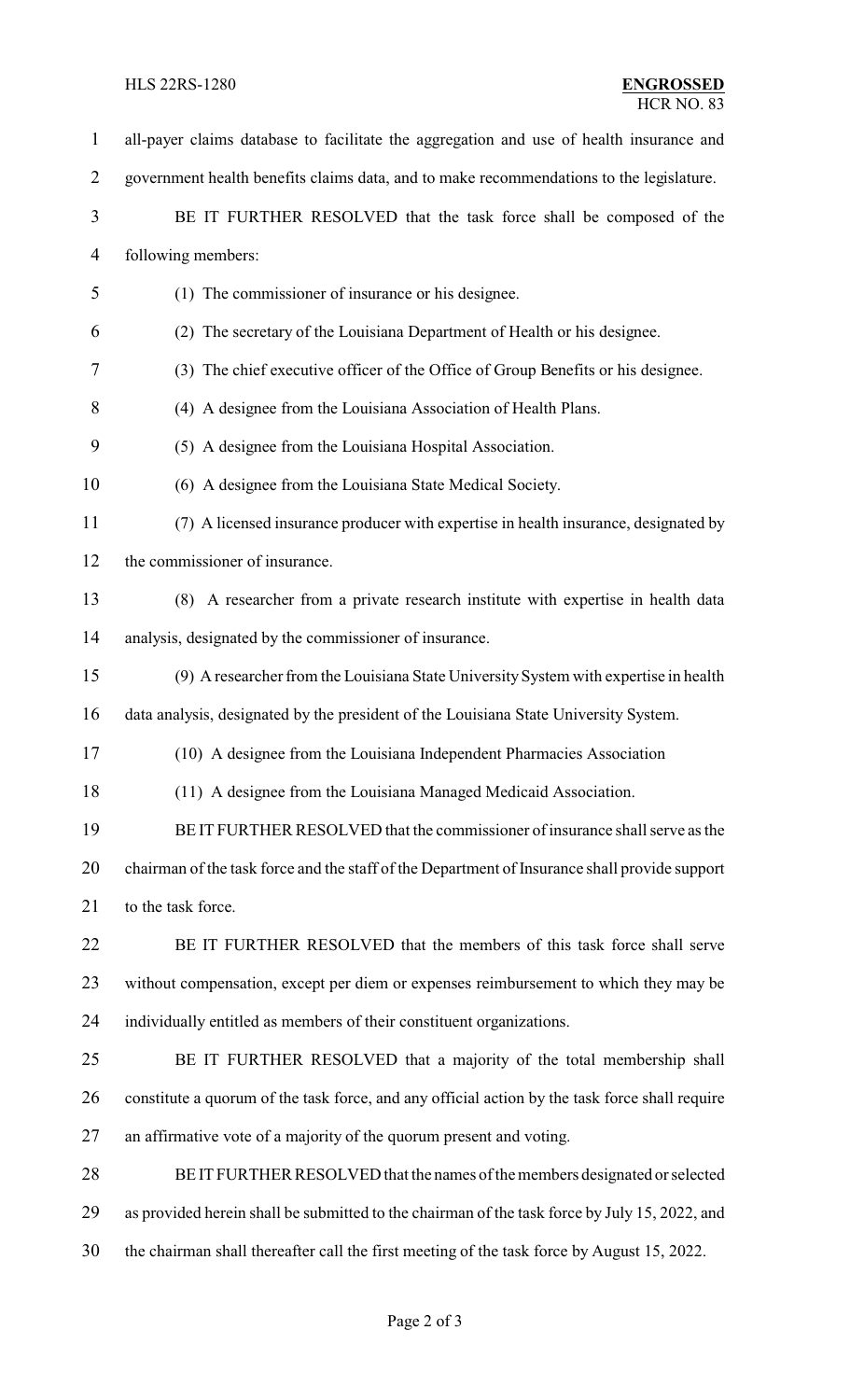all-payer claims database to facilitate the aggregation and use of health insurance and government health benefits claims data, and to make recommendations to the legislature.

BE IT FURTHER RESOLVED that the task force shall be composed of the following members:

(1) The commissioner of insurance or his designee.

(2) The secretary of the Louisiana Department of Health or his designee.

(3) The chief executive officer of the Office of Group Benefits or his designee.

(4) A designee from the Louisiana Association of Health Plans.

(5) A designee from the Louisiana Hospital Association.

(6) A designee from the Louisiana State Medical Society.

(7) A licensed insurance producer with expertise in health insurance, designated by the commissioner of insurance.

(8) A researcher from a private research institute with expertise in health data analysis, designated by the commissioner of insurance.

(9) A researcher from the Louisiana State University System with expertise in health data analysis, designated by the president of the Louisiana State University System.

(10) A designee from the Louisiana Independent Pharmacies Association

(11) A designee from the Louisiana Managed Medicaid Association.

BE IT FURTHER RESOLVED that the commissioner of insurance shall serve as the chairman of the task force and the staff of the Department of Insurance shall provide support to the task force.

BE IT FURTHER RESOLVED that the members of this task force shall serve without compensation, except per diem or expenses reimbursement to which they may be individually entitled as members of their constituent organizations.

BE IT FURTHER RESOLVED that a majority of the total membership shall constitute a quorum of the task force, and any official action by the task force shall require an affirmative vote of a majority of the quorum present and voting.

BE IT FURTHER RESOLVED that the names of the members designated or selected as provided herein shall be submitted to the chairman of the task force by July 15, 2022, and the chairman shall thereafter call the first meeting of the task force by August 15, 2022.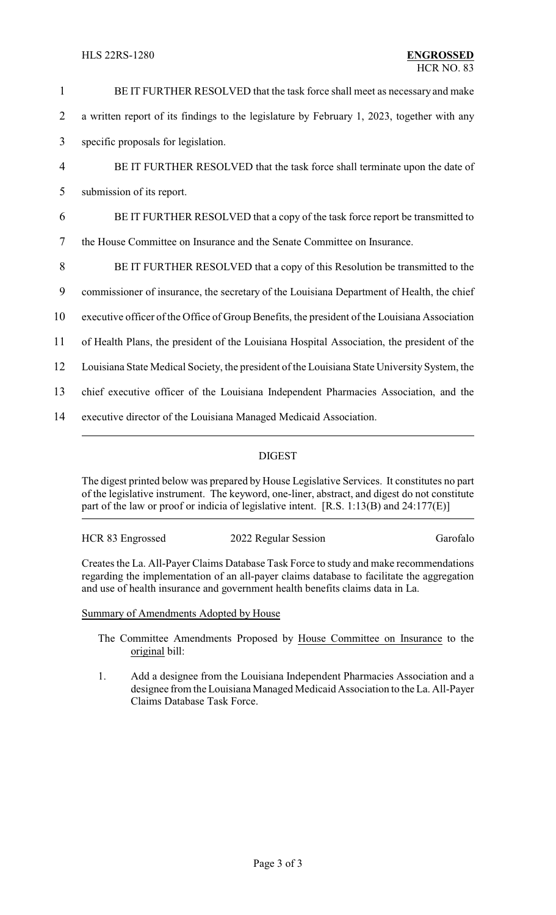BE IT FURTHER RESOLVED that the task force shall meet as necessary and make a written report of its findings to the legislature by February 1, 2023, together with any specific proposals for legislation.

BE IT FURTHER RESOLVED that the task force shall terminate upon the date of submission of its report.

BE IT FURTHER RESOLVED that a copy of the task force report be transmitted to the House Committee on Insurance and the Senate Committee on Insurance.

BE IT FURTHER RESOLVED that a copy of this Resolution be transmitted to the commissioner of insurance, the secretary of the Louisiana Department of Health, the chief executive officer of the Office of Group Benefits, the president of the Louisiana Association of Health Plans, the president of the Louisiana Hospital Association, the president of the Louisiana State Medical Society, the president of the Louisiana State University System, the chief executive officer of the Louisiana Independent Pharmacies Association, and the executive director of the Louisiana Managed Medicaid Association.

## DIGEST

The digest printed below was prepared by House Legislative Services. It constitutes no part of the legislative instrument. The keyword, one-liner, abstract, and digest do not constitute part of the law or proof or indicia of legislative intent. [R.S. 1:13(B) and 24:177(E)]

HCR 83 Engrossed    2022 Regular Session    Garofalo

Creates the La. All-Payer Claims Database Task Force to study and make recommendations regarding the implementation of an all-payer claims database to facilitate the aggregation and use of health insurance and government health benefits claims data in La.

Summary of Amendments Adopted by House

The Committee Amendments Proposed by House Committee on Insurance to the original bill:

1. Add a designee from the Louisiana Independent Pharmacies Association and a designee from the Louisiana Managed Medicaid Association to the La. All-Payer Claims Database Task Force.